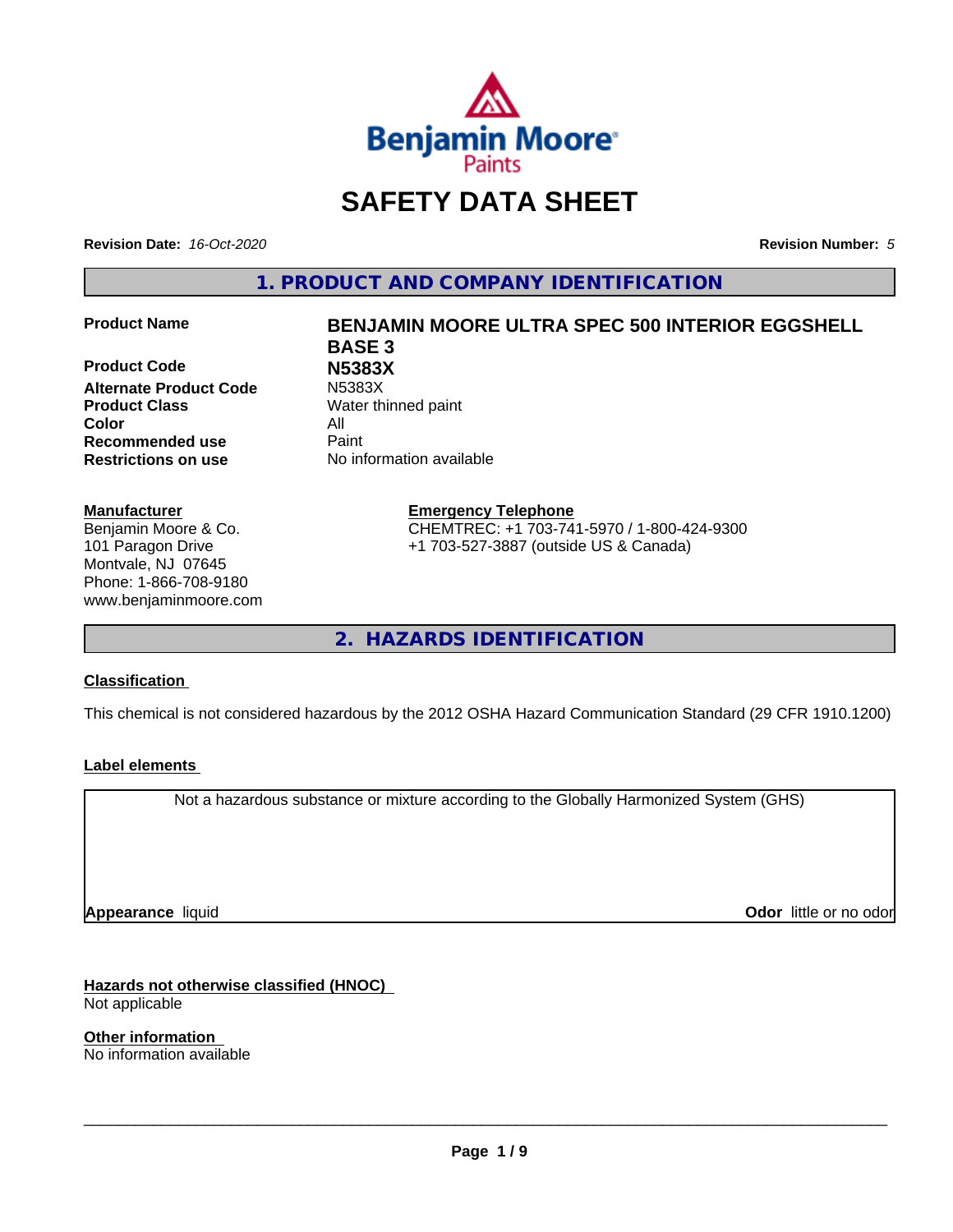Benjamin Moore Paints

# SAFETY DATA SHEET

**Revision Date:** *16-Oct-2020* **Revision Number:** *5*

## 1. PRODUCT AND COMPANY IDENTIFICATION

| | |
|---|---|
| **Product Name** | **BENJAMIN MOORE ULTRA SPEC 500 INTERIOR EGGSHELL BASE 3** |
| **Product Code** | **N5383X** |
| **Alternate Product Code** | N5383X |
| **Product Class** | Water thinned paint |
| **Color** | All |
| **Recommended use** | Paint |
| **Restrictions on use** | No information available |

**Manufacturer**
Benjamin Moore & Co.
101 Paragon Drive
Montvale, NJ 07645
Phone: 1-866-708-9180
www.benjaminmoore.com

**Emergency Telephone**
CHEMTREC: +1 703-741-5970 / 1-800-424-9300
+1 703-527-3887 (outside US & Canada)

## 2. HAZARDS IDENTIFICATION

**Classification**

This chemical is not considered hazardous by the 2012 OSHA Hazard Communication Standard (29 CFR 1910.1200)

**Label elements**

Not a hazardous substance or mixture according to the Globally Harmonized System (GHS)

**Appearance** liquid **Odor** little or no odor

**Hazards not otherwise classified (HNOC)**
Not applicable

**Other information**
No information available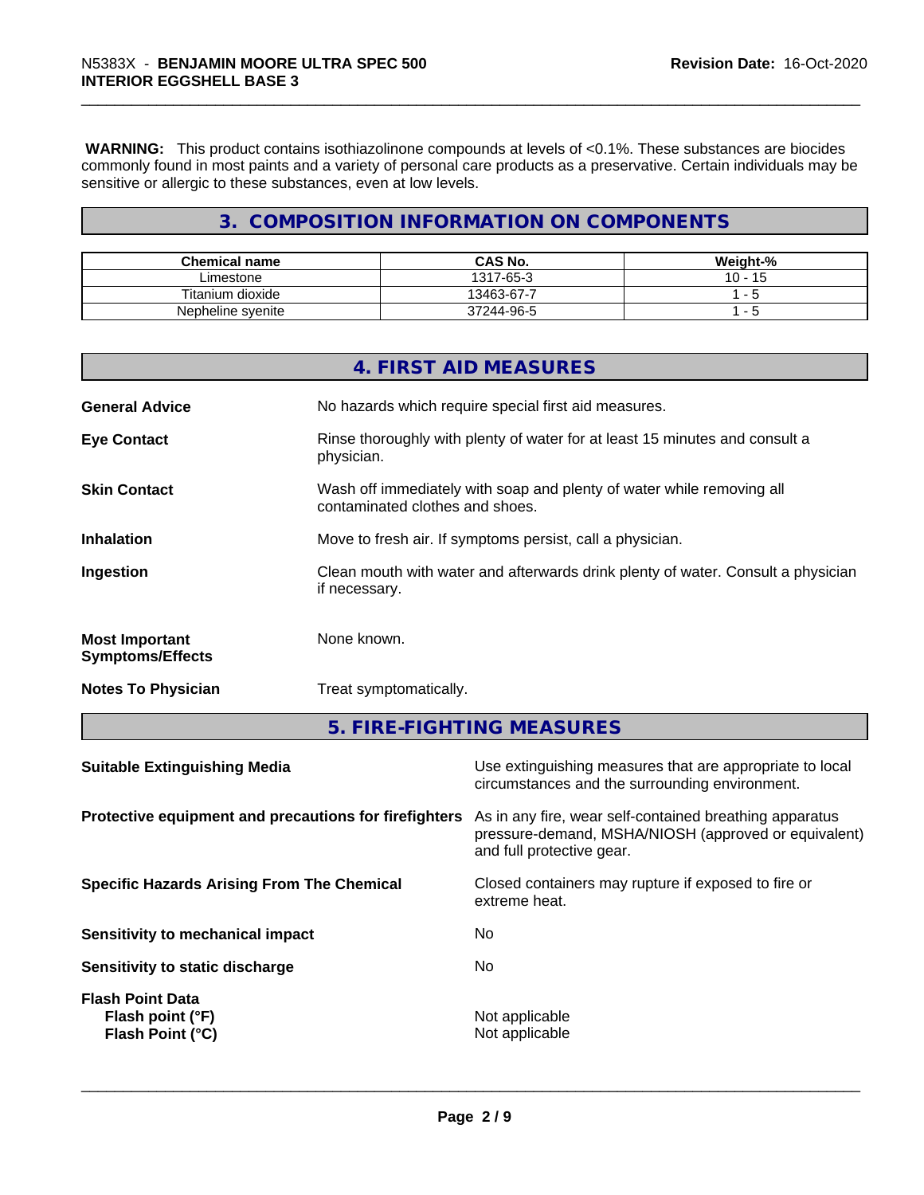**WARNING:** This product contains isothiazolinone compounds at levels of <0.1%. These substances are biocides commonly found in most paints and a variety of personal care products as a preservative. Certain individuals may be sensitive or allergic to these substances, even at low levels.

## 3. COMPOSITION INFORMATION ON COMPONENTS

| Chemical name | CAS No. | Weight-% |
|---|---|---|
| Limestone | 1317-65-3 | 10 - 15 |
| Titanium dioxide | 13463-67-7 | 1 - 5 |
| Nepheline syenite | 37244-96-5 | 1 - 5 |

## 4. FIRST AID MEASURES

**General Advice**
No hazards which require special first aid measures.

**Eye Contact**
Rinse thoroughly with plenty of water for at least 15 minutes and consult a physician.

**Skin Contact**
Wash off immediately with soap and plenty of water while removing all contaminated clothes and shoes.

**Inhalation**
Move to fresh air. If symptoms persist, call a physician.

**Ingestion**
Clean mouth with water and afterwards drink plenty of water. Consult a physician if necessary.

**Most Important Symptoms/Effects**
None known.

**Notes To Physician**
Treat symptomatically.

## 5. FIRE-FIGHTING MEASURES

**Suitable Extinguishing Media**
Use extinguishing measures that are appropriate to local circumstances and the surrounding environment.

**Protective equipment and precautions for firefighters**
As in any fire, wear self-contained breathing apparatus pressure-demand, MSHA/NIOSH (approved or equivalent) and full protective gear.

**Specific Hazards Arising From The Chemical**
Closed containers may rupture if exposed to fire or extreme heat.

**Sensitivity to mechanical impact**
No

**Sensitivity to static discharge**
No

**Flash Point Data**
**Flash point (°F)** Not applicable
**Flash Point (°C)** Not applicable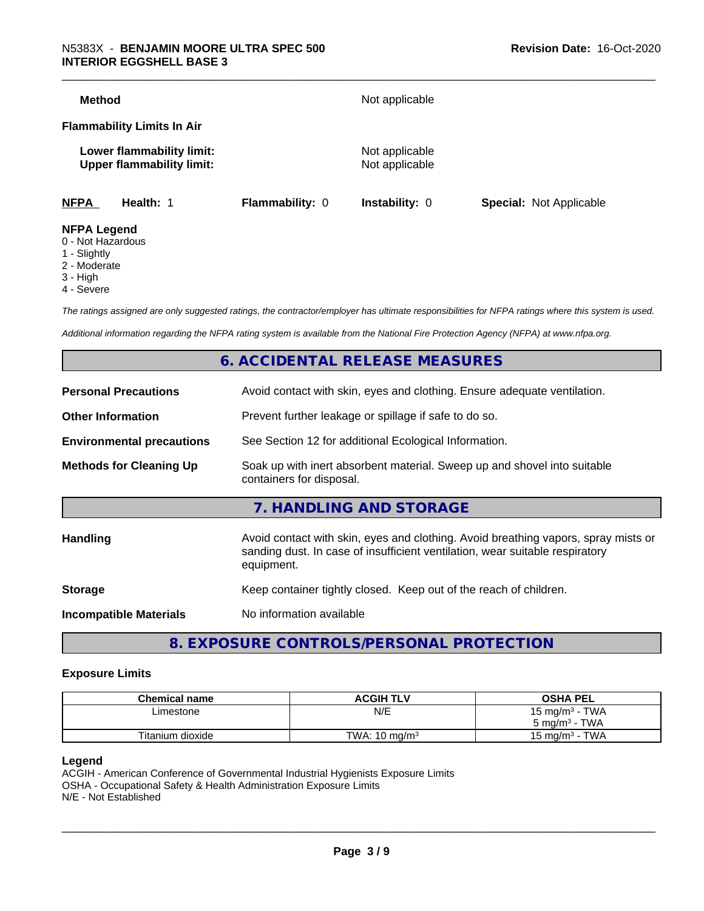**Method** Not applicable

**Flammability Limits In Air**

**Lower flammability limit:** Not applicable
**Upper flammability limit:** Not applicable

| NFPA | Health: 1 | Flammability: 0 | Instability: 0 | Special: Not Applicable |
|---|---|---|---|---|

**NFPA Legend**
0 - Not Hazardous
1 - Slightly
2 - Moderate
3 - High
4 - Severe

*The ratings assigned are only suggested ratings, the contractor/employer has ultimate responsibilities for NFPA ratings where this system is used.*

*Additional information regarding the NFPA rating system is available from the National Fire Protection Agency (NFPA) at www.nfpa.org.*

## 6. ACCIDENTAL RELEASE MEASURES

**Personal Precautions** Avoid contact with skin, eyes and clothing. Ensure adequate ventilation.

**Other Information** Prevent further leakage or spillage if safe to do so.

**Environmental precautions** See Section 12 for additional Ecological Information.

**Methods for Cleaning Up** Soak up with inert absorbent material. Sweep up and shovel into suitable containers for disposal.

## 7. HANDLING AND STORAGE

**Handling** Avoid contact with skin, eyes and clothing. Avoid breathing vapors, spray mists or sanding dust. In case of insufficient ventilation, wear suitable respiratory equipment.

**Storage** Keep container tightly closed. Keep out of the reach of children.

**Incompatible Materials** No information available

## 8. EXPOSURE CONTROLS/PERSONAL PROTECTION

### Exposure Limits

| Chemical name | ACGIH TLV | OSHA PEL |
|---|---|---|
| Limestone | N/E | 15 mg/m³ - TWA<br>5 mg/m³ - TWA |
| Titanium dioxide | TWA: 10 mg/m³ | 15 mg/m³ - TWA |

**Legend**
ACGIH - American Conference of Governmental Industrial Hygienists Exposure Limits
OSHA - Occupational Safety & Health Administration Exposure Limits
N/E - Not Established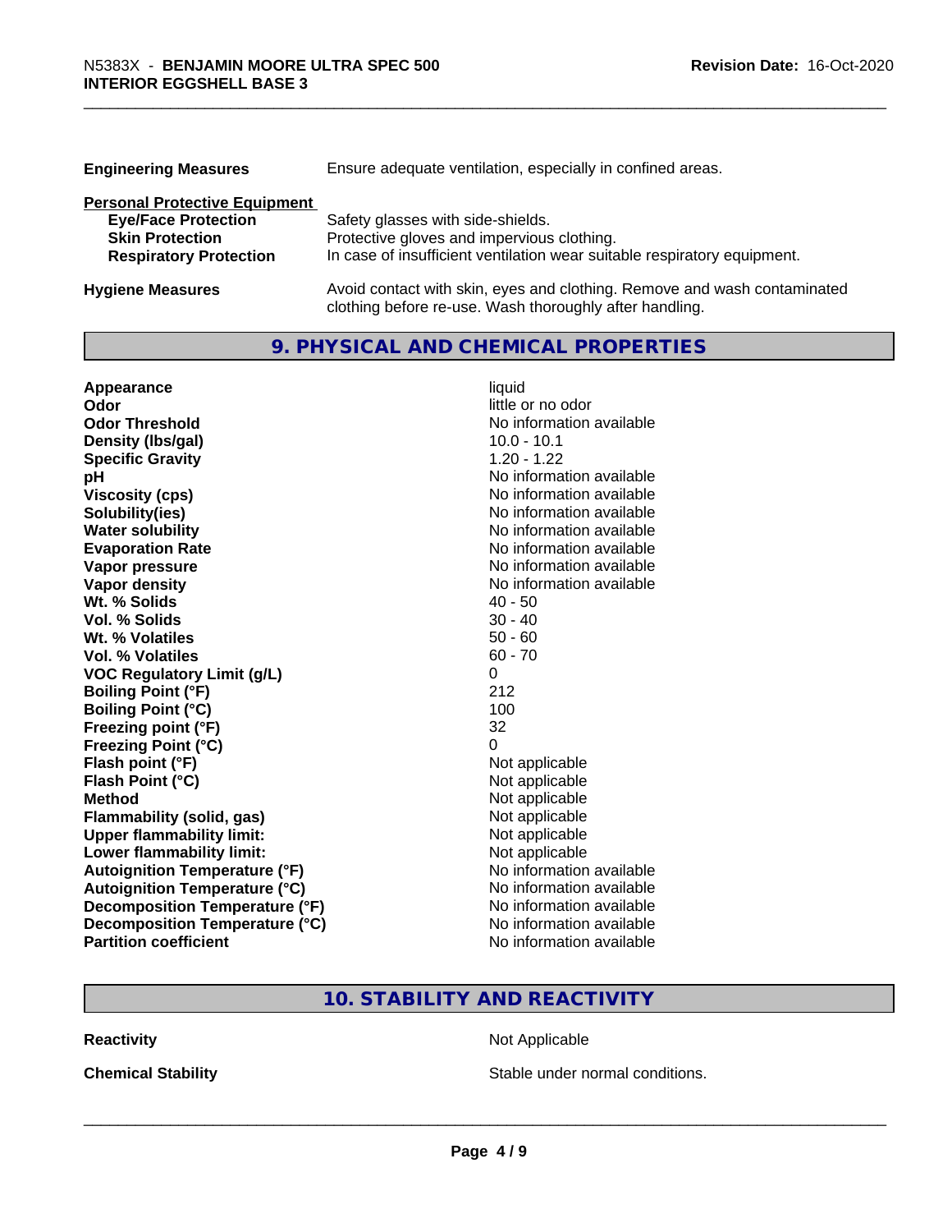| | |
|---|---|
| **Engineering Measures** | Ensure adequate ventilation, especially in confined areas. |

**Personal Protective Equipment**

| | |
|---|---|
| **Eye/Face Protection** | Safety glasses with side-shields. |
| **Skin Protection** | Protective gloves and impervious clothing. |
| **Respiratory Protection** | In case of insufficient ventilation wear suitable respiratory equipment. |

| | |
|---|---|
| **Hygiene Measures** | Avoid contact with skin, eyes and clothing. Remove and wash contaminated clothing before re-use. Wash thoroughly after handling. |

## 9. PHYSICAL AND CHEMICAL PROPERTIES

| | |
|---|---|
| **Appearance** | liquid |
| **Odor** | little or no odor |
| **Odor Threshold** | No information available |
| **Density (lbs/gal)** | 10.0 - 10.1 |
| **Specific Gravity** | 1.20 - 1.22 |
| **pH** | No information available |
| **Viscosity (cps)** | No information available |
| **Solubility(ies)** | No information available |
| **Water solubility** | No information available |
| **Evaporation Rate** | No information available |
| **Vapor pressure** | No information available |
| **Vapor density** | No information available |
| **Wt. % Solids** | 40 - 50 |
| **Vol. % Solids** | 30 - 40 |
| **Wt. % Volatiles** | 50 - 60 |
| **Vol. % Volatiles** | 60 - 70 |
| **VOC Regulatory Limit (g/L)** | 0 |
| **Boiling Point (°F)** | 212 |
| **Boiling Point (°C)** | 100 |
| **Freezing point (°F)** | 32 |
| **Freezing Point (°C)** | 0 |
| **Flash point (°F)** | Not applicable |
| **Flash Point (°C)** | Not applicable |
| **Method** | Not applicable |
| **Flammability (solid, gas)** | Not applicable |
| **Upper flammability limit:** | Not applicable |
| **Lower flammability limit:** | Not applicable |
| **Autoignition Temperature (°F)** | No information available |
| **Autoignition Temperature (°C)** | No information available |
| **Decomposition Temperature (°F)** | No information available |
| **Decomposition Temperature (°C)** | No information available |
| **Partition coefficient** | No information available |

## 10. STABILITY AND REACTIVITY

| | |
|---|---|
| **Reactivity** | Not Applicable |
| **Chemical Stability** | Stable under normal conditions. |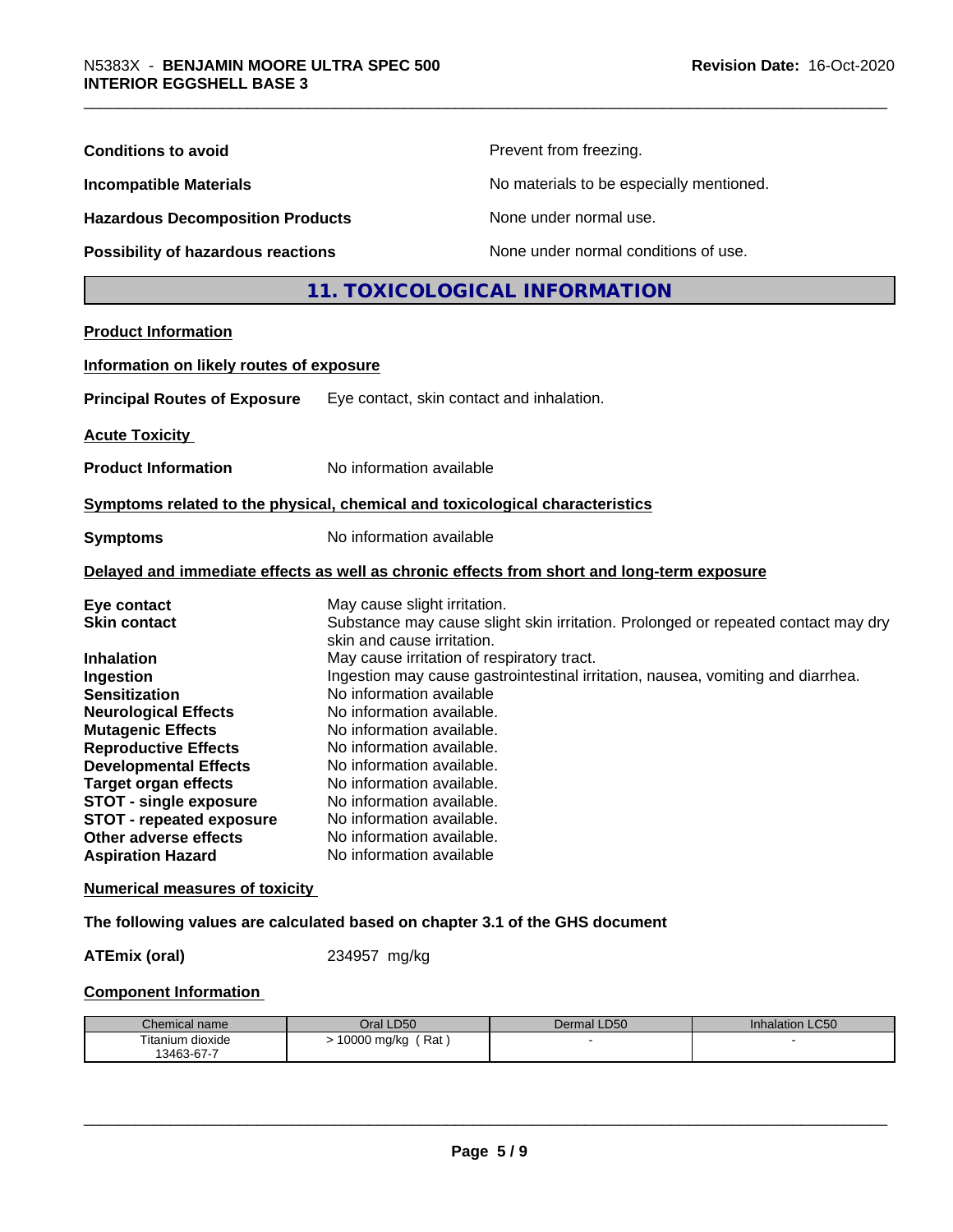**Conditions to avoid** Prevent from freezing.

**Incompatible Materials** No materials to be especially mentioned.

**Hazardous Decomposition Products** None under normal use.

**Possibility of hazardous reactions** None under normal conditions of use.

## 11. TOXICOLOGICAL INFORMATION

**Product Information**

**Information on likely routes of exposure**

**Principal Routes of Exposure** Eye contact, skin contact and inhalation.

**Acute Toxicity**

**Product Information** No information available

**Symptoms related to the physical, chemical and toxicological characteristics**

**Symptoms** No information available

**Delayed and immediate effects as well as chronic effects from short and long-term exposure**

**Eye contact** May cause slight irritation.
**Skin contact** Substance may cause slight skin irritation. Prolonged or repeated contact may dry skin and cause irritation.
**Inhalation** May cause irritation of respiratory tract.
**Ingestion** Ingestion may cause gastrointestinal irritation, nausea, vomiting and diarrhea.
**Sensitization** No information available
**Neurological Effects** No information available.
**Mutagenic Effects** No information available.
**Reproductive Effects** No information available.
**Developmental Effects** No information available.
**Target organ effects** No information available.
**STOT - single exposure** No information available.
**STOT - repeated exposure** No information available.
**Other adverse effects** No information available.
**Aspiration Hazard** No information available

**Numerical measures of toxicity**

**The following values are calculated based on chapter 3.1 of the GHS document**

**ATEmix (oral)** 234957 mg/kg

**Component Information**

| Chemical name | Oral LD50 | Dermal LD50 | Inhalation LC50 |
|---|---|---|---|
| Titanium dioxide 13463-67-7 | > 10000 mg/kg ( Rat ) | - | - |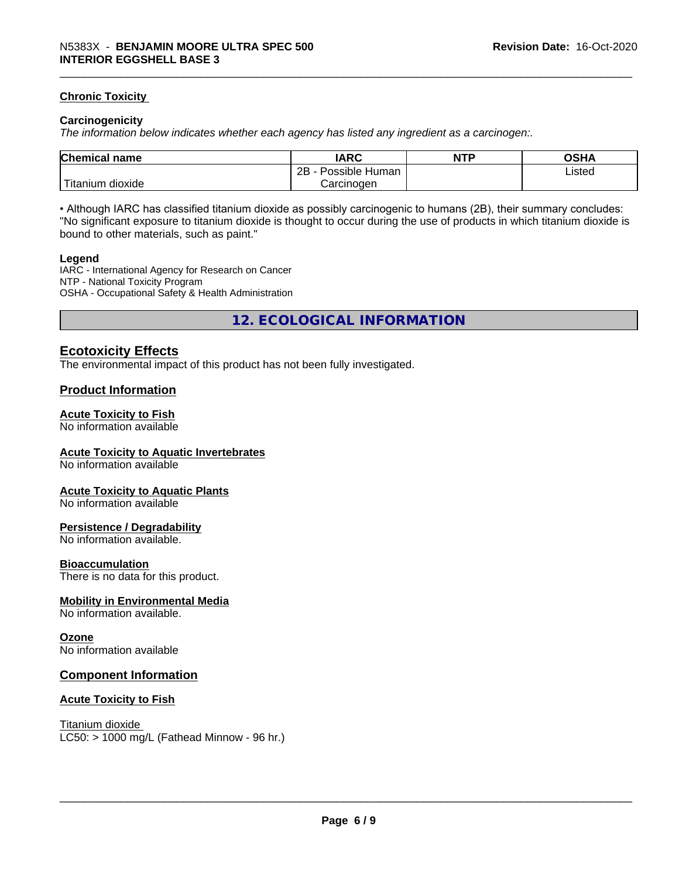### Chronic Toxicity

**Carcinogenicity**

*The information below indicates whether each agency has listed any ingredient as a carcinogen:.*

| Chemical name | IARC | NTP | OSHA |
|---|---|---|---|
| Titanium dioxide | 2B - Possible Human Carcinogen | | Listed |

• Although IARC has classified titanium dioxide as possibly carcinogenic to humans (2B), their summary concludes: "No significant exposure to titanium dioxide is thought to occur during the use of products in which titanium dioxide is bound to other materials, such as paint."

**Legend**

IARC - International Agency for Research on Cancer
NTP - National Toxicity Program
OSHA - Occupational Safety & Health Administration

## 12. ECOLOGICAL INFORMATION

### Ecotoxicity Effects

The environmental impact of this product has not been fully investigated.

### Product Information

**Acute Toxicity to Fish**
No information available

**Acute Toxicity to Aquatic Invertebrates**
No information available

**Acute Toxicity to Aquatic Plants**
No information available

**Persistence / Degradability**
No information available.

**Bioaccumulation**
There is no data for this product.

**Mobility in Environmental Media**
No information available.

**Ozone**
No information available

### Component Information

**Acute Toxicity to Fish**

Titanium dioxide
LC50: > 1000 mg/L (Fathead Minnow - 96 hr.)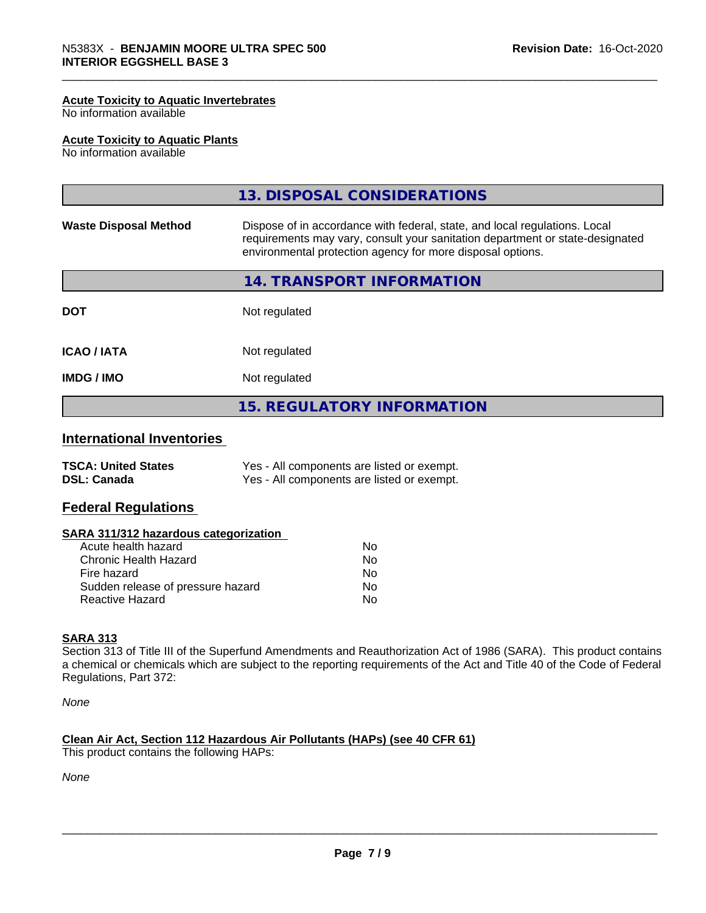#### Acute Toxicity to Aquatic Invertebrates
No information available

#### Acute Toxicity to Aquatic Plants
No information available

## 13. DISPOSAL CONSIDERATIONS

| | |
|---|---|
| **Waste Disposal Method** | Dispose of in accordance with federal, state, and local regulations. Local requirements may vary, consult your sanitation department or state-designated environmental protection agency for more disposal options. |

## 14. TRANSPORT INFORMATION

| | |
|---|---|
| **DOT** | Not regulated |
| **ICAO / IATA** | Not regulated |
| **IMDG / IMO** | Not regulated |

## 15. REGULATORY INFORMATION

### International Inventories

| | |
|---|---|
| **TSCA: United States** | Yes - All components are listed or exempt. |
| **DSL: Canada** | Yes - All components are listed or exempt. |

### Federal Regulations

#### SARA 311/312 hazardous categorization

| | |
|---|---|
| Acute health hazard | No |
| Chronic Health Hazard | No |
| Fire hazard | No |
| Sudden release of pressure hazard | No |
| Reactive Hazard | No |

#### SARA 313
Section 313 of Title III of the Superfund Amendments and Reauthorization Act of 1986 (SARA). This product contains a chemical or chemicals which are subject to the reporting requirements of the Act and Title 40 of the Code of Federal Regulations, Part 372:

*None*

#### Clean Air Act, Section 112 Hazardous Air Pollutants (HAPs) (see 40 CFR 61)
This product contains the following HAPs:

*None*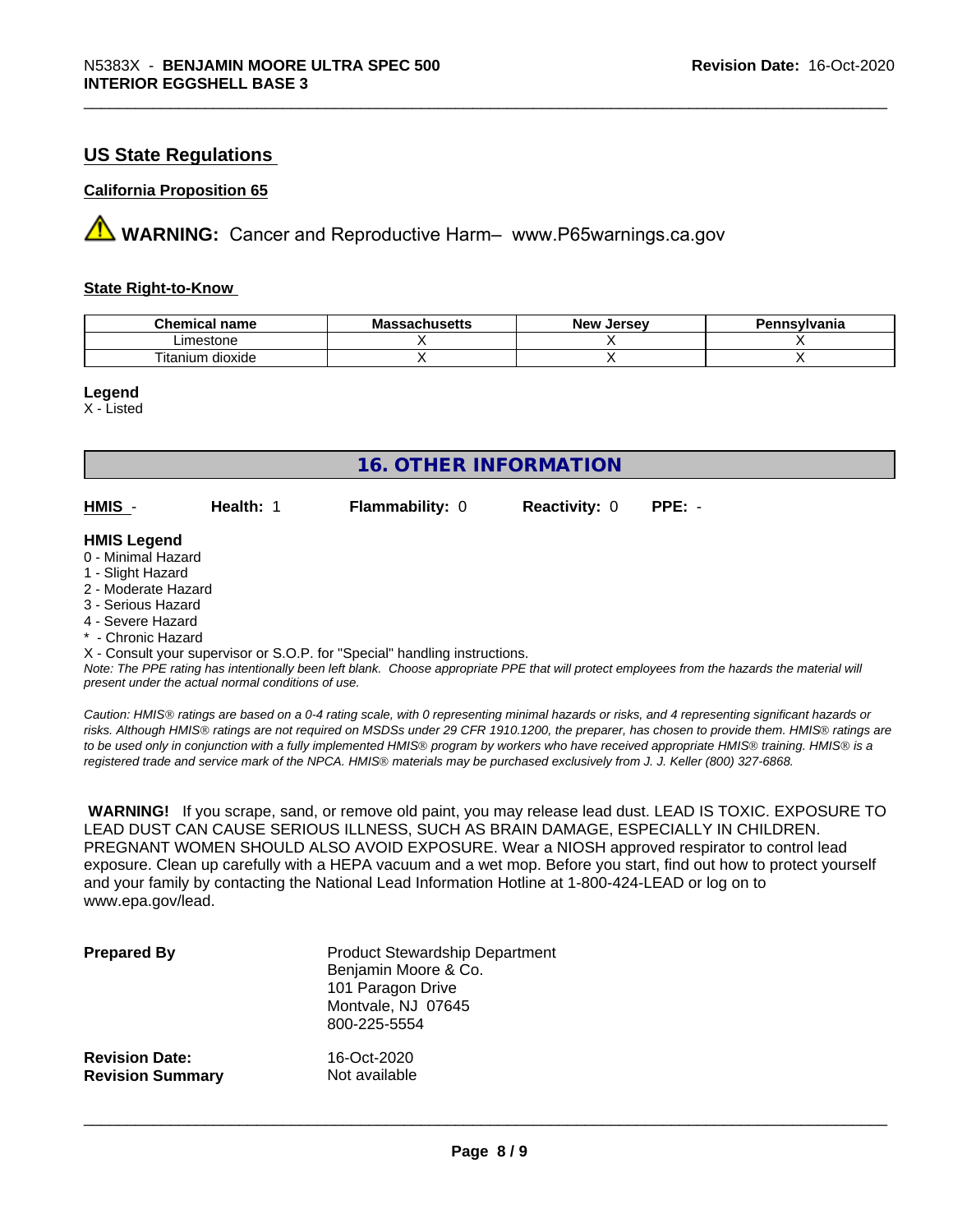## US State Regulations

### California Proposition 65

⚠ **WARNING:** Cancer and Reproductive Harm– www.P65warnings.ca.gov

### State Right-to-Know

| Chemical name | Massachusetts | New Jersey | Pennsylvania |
|---|---|---|---|
| Limestone | X | X | X |
| Titanium dioxide | X | X | X |

**Legend**
X - Listed

## 16. OTHER INFORMATION

| **HMIS** - | **Health:** 1 | **Flammability:** 0 | **Reactivity:** 0 | **PPE:** - |
|---|---|---|---|---|

**HMIS Legend**
0 - Minimal Hazard
1 - Slight Hazard
2 - Moderate Hazard
3 - Serious Hazard
4 - Severe Hazard
* - Chronic Hazard
X - Consult your supervisor or S.O.P. for "Special" handling instructions.
*Note: The PPE rating has intentionally been left blank. Choose appropriate PPE that will protect employees from the hazards the material will present under the actual normal conditions of use.*

*Caution: HMIS® ratings are based on a 0-4 rating scale, with 0 representing minimal hazards or risks, and 4 representing significant hazards or risks. Although HMIS® ratings are not required on MSDSs under 29 CFR 1910.1200, the preparer, has chosen to provide them. HMIS® ratings are to be used only in conjunction with a fully implemented HMIS® program by workers who have received appropriate HMIS® training. HMIS® is a registered trade and service mark of the NPCA. HMIS® materials may be purchased exclusively from J. J. Keller (800) 327-6868.*

**WARNING!** If you scrape, sand, or remove old paint, you may release lead dust. LEAD IS TOXIC. EXPOSURE TO LEAD DUST CAN CAUSE SERIOUS ILLNESS, SUCH AS BRAIN DAMAGE, ESPECIALLY IN CHILDREN. PREGNANT WOMEN SHOULD ALSO AVOID EXPOSURE. Wear a NIOSH approved respirator to control lead exposure. Clean up carefully with a HEPA vacuum and a wet mop. Before you start, find out how to protect yourself and your family by contacting the National Lead Information Hotline at 1-800-424-LEAD or log on to www.epa.gov/lead.

**Prepared By**
Product Stewardship Department
Benjamin Moore & Co.
101 Paragon Drive
Montvale, NJ 07645
800-225-5554

**Revision Date:** 16-Oct-2020
**Revision Summary** Not available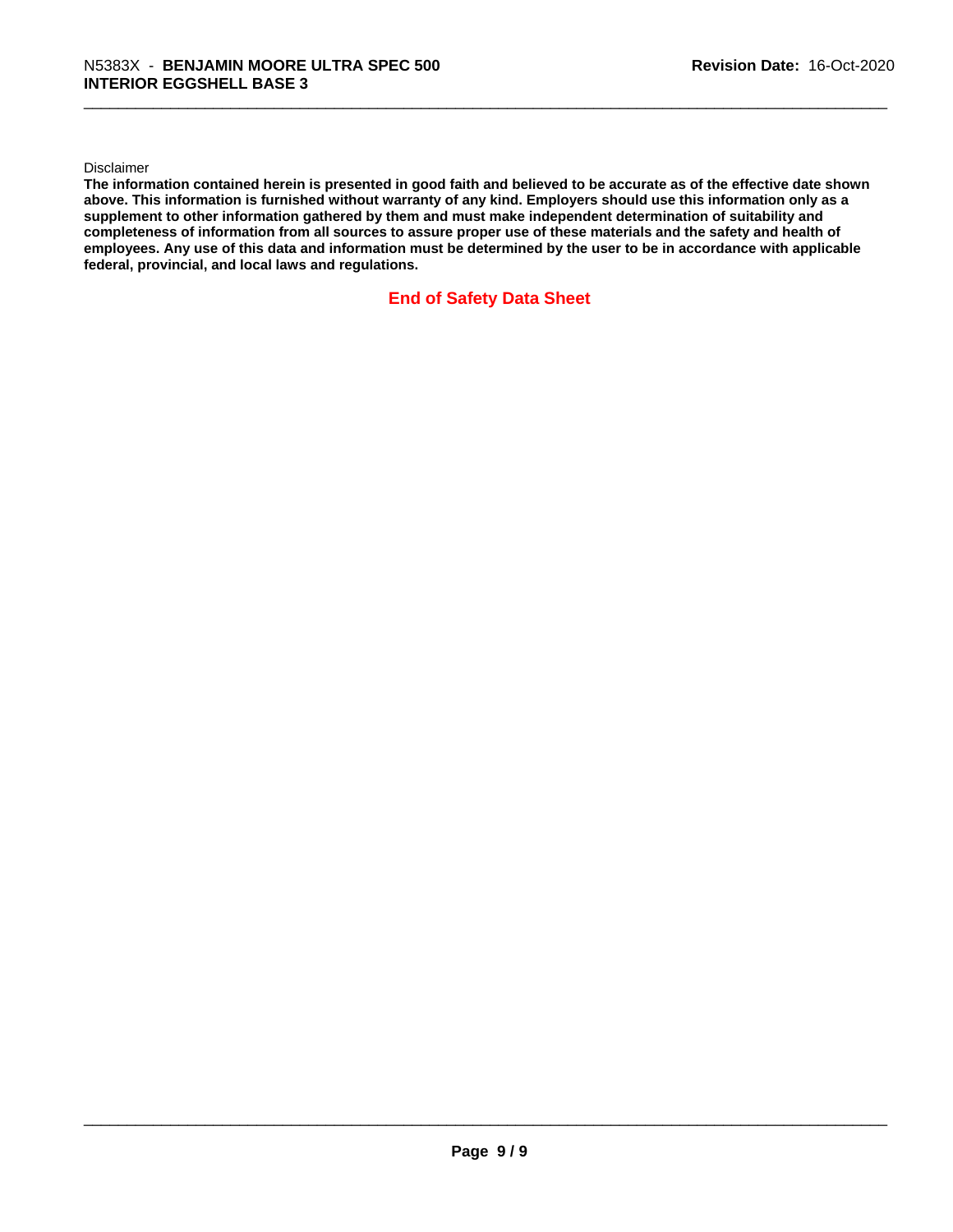Disclaimer

**The information contained herein is presented in good faith and believed to be accurate as of the effective date shown above. This information is furnished without warranty of any kind. Employers should use this information only as a supplement to other information gathered by them and must make independent determination of suitability and completeness of information from all sources to assure proper use of these materials and the safety and health of employees. Any use of this data and information must be determined by the user to be in accordance with applicable federal, provincial, and local laws and regulations.**

**End of Safety Data Sheet**